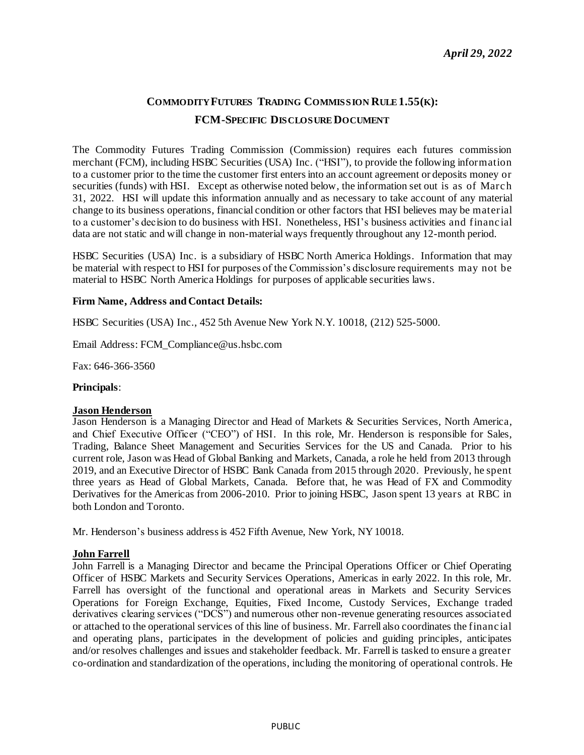*April 29, 2022*

# COMMODITY FUTURES TRADING COMMISSION RULE 1.55(K): FCM-SPECIFIC DISCLOSURE DOCUMENT

The Commodity Futures Trading Commission (Commission) requires each futures commission merchant (FCM), including HSBC Securities (USA) Inc. ("HSI"), to provide the following information to a customer prior to the time the customer first enters into an account agreement or deposits money or securities (funds) with HSI. Except as otherwise noted below, the information set out is as of March 31, 2022. HSI will update this information annually and as necessary to take account of any material change to its business operations, financial condition or other factors that HSI believes may be material to a customer's decision to do business with HSI. Nonetheless, HSI's business activities and financial data are not static and will change in non-material ways frequently throughout any 12-month period.

HSBC Securities (USA) Inc. is a subsidiary of HSBC North America Holdings. Information that may be material with respect to HSI for purposes of the Commission's disclosure requirements may not be material to HSBC North America Holdings for purposes of applicable securities laws.

**Firm Name, Address and Contact Details:**

HSBC Securities (USA) Inc., 452 5th Avenue New York N.Y. 10018, (212) 525-5000.

Email Address: FCM_Compliance@us.hsbc.com

Fax: 646-366-3560

**Principals**:

**Jason Henderson**

Jason Henderson is a Managing Director and Head of Markets & Securities Services, North America, and Chief Executive Officer ("CEO") of HSI. In this role, Mr. Henderson is responsible for Sales, Trading, Balance Sheet Management and Securities Services for the US and Canada. Prior to his current role, Jason was Head of Global Banking and Markets, Canada, a role he held from 2013 through 2019, and an Executive Director of HSBC Bank Canada from 2015 through 2020. Previously, he spent three years as Head of Global Markets, Canada. Before that, he was Head of FX and Commodity Derivatives for the Americas from 2006-2010. Prior to joining HSBC, Jason spent 13 years at RBC in both London and Toronto.

Mr. Henderson's business address is 452 Fifth Avenue, New York, NY 10018.

**John Farrell**

John Farrell is a Managing Director and became the Principal Operations Officer or Chief Operating Officer of HSBC Markets and Security Services Operations, Americas in early 2022. In this role, Mr. Farrell has oversight of the functional and operational areas in Markets and Security Services Operations for Foreign Exchange, Equities, Fixed Income, Custody Services, Exchange traded derivatives clearing services ("DCS") and numerous other non-revenue generating resources associated or attached to the operational services of this line of business. Mr. Farrell also coordinates the financial and operating plans, participates in the development of policies and guiding principles, anticipates and/or resolves challenges and issues and stakeholder feedback. Mr. Farrell is tasked to ensure a greater co-ordination and standardization of the operations, including the monitoring of operational controls. He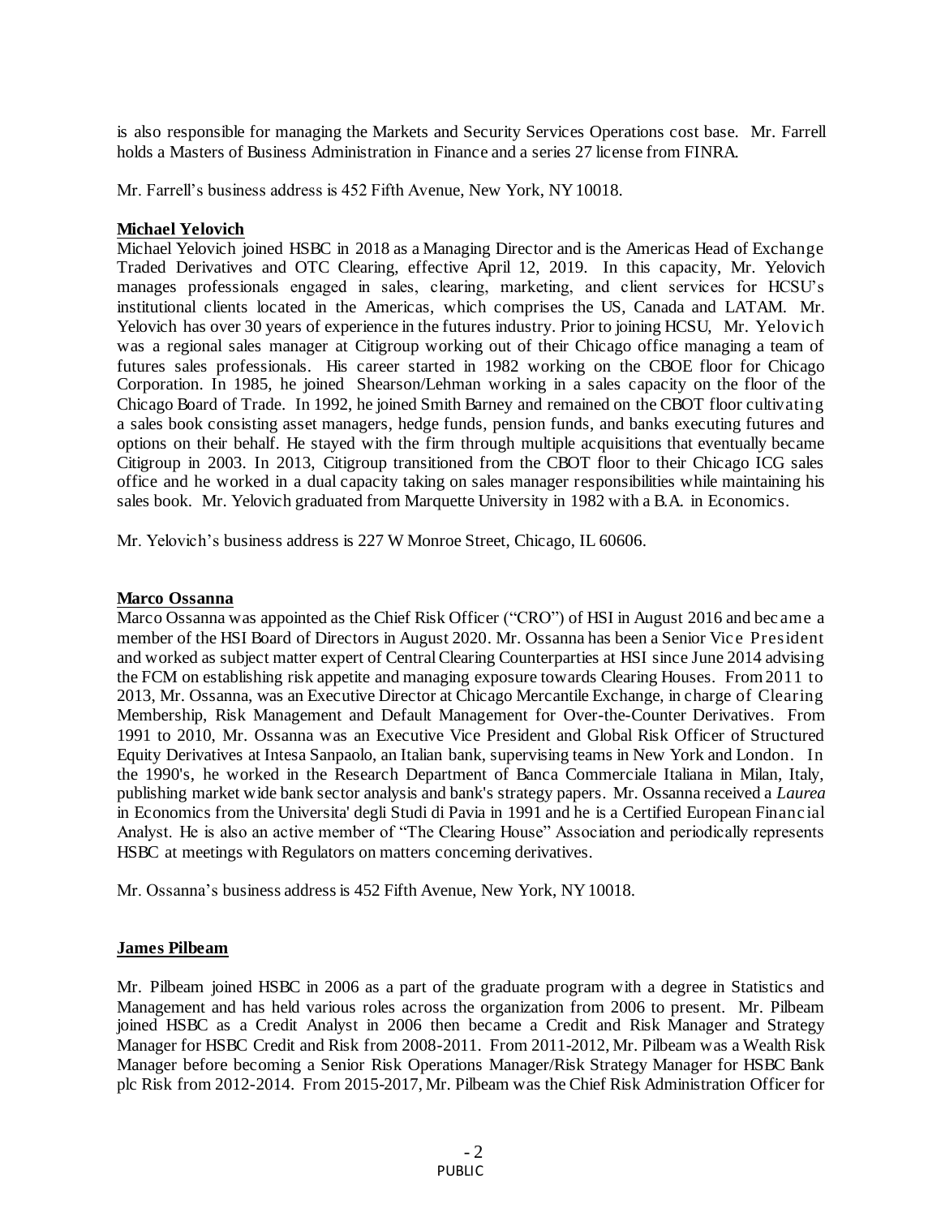is also responsible for managing the Markets and Security Services Operations cost base. Mr. Farrell holds a Masters of Business Administration in Finance and a series 27 license from FINRA.

Mr. Farrell's business address is 452 Fifth Avenue, New York, NY 10018.

**Michael Yelovich**

Michael Yelovich joined HSBC in 2018 as a Managing Director and is the Americas Head of Exchange Traded Derivatives and OTC Clearing, effective April 12, 2019. In this capacity, Mr. Yelovich manages professionals engaged in sales, clearing, marketing, and client services for HCSU's institutional clients located in the Americas, which comprises the US, Canada and LATAM. Mr. Yelovich has over 30 years of experience in the futures industry. Prior to joining HCSU, Mr. Yelovich was a regional sales manager at Citigroup working out of their Chicago office managing a team of futures sales professionals. His career started in 1982 working on the CBOE floor for Chicago Corporation. In 1985, he joined Shearson/Lehman working in a sales capacity on the floor of the Chicago Board of Trade. In 1992, he joined Smith Barney and remained on the CBOT floor cultivating a sales book consisting asset managers, hedge funds, pension funds, and banks executing futures and options on their behalf. He stayed with the firm through multiple acquisitions that eventually became Citigroup in 2003. In 2013, Citigroup transitioned from the CBOT floor to their Chicago ICG sales office and he worked in a dual capacity taking on sales manager responsibilities while maintaining his sales book. Mr. Yelovich graduated from Marquette University in 1982 with a B.A. in Economics.

Mr. Yelovich's business address is 227 W Monroe Street, Chicago, IL 60606.

**Marco Ossanna**

Marco Ossanna was appointed as the Chief Risk Officer ("CRO") of HSI in August 2016 and became a member of the HSI Board of Directors in August 2020. Mr. Ossanna has been a Senior Vice President and worked as subject matter expert of Central Clearing Counterparties at HSI since June 2014 advising the FCM on establishing risk appetite and managing exposure towards Clearing Houses. From 2011 to 2013, Mr. Ossanna, was an Executive Director at Chicago Mercantile Exchange, in charge of Clearing Membership, Risk Management and Default Management for Over-the-Counter Derivatives. From 1991 to 2010, Mr. Ossanna was an Executive Vice President and Global Risk Officer of Structured Equity Derivatives at Intesa Sanpaolo, an Italian bank, supervising teams in New York and London. In the 1990's, he worked in the Research Department of Banca Commerciale Italiana in Milan, Italy, publishing market wide bank sector analysis and bank's strategy papers. Mr. Ossanna received a *Laurea* in Economics from the Universita' degli Studi di Pavia in 1991 and he is a Certified European Financial Analyst. He is also an active member of "The Clearing House" Association and periodically represents HSBC at meetings with Regulators on matters concerning derivatives.

Mr. Ossanna's business address is 452 Fifth Avenue, New York, NY 10018.

**James Pilbeam**

Mr. Pilbeam joined HSBC in 2006 as a part of the graduate program with a degree in Statistics and Management and has held various roles across the organization from 2006 to present. Mr. Pilbeam joined HSBC as a Credit Analyst in 2006 then became a Credit and Risk Manager and Strategy Manager for HSBC Credit and Risk from 2008-2011. From 2011-2012, Mr. Pilbeam was a Wealth Risk Manager before becoming a Senior Risk Operations Manager/Risk Strategy Manager for HSBC Bank plc Risk from 2012-2014. From 2015-2017, Mr. Pilbeam was the Chief Risk Administration Officer for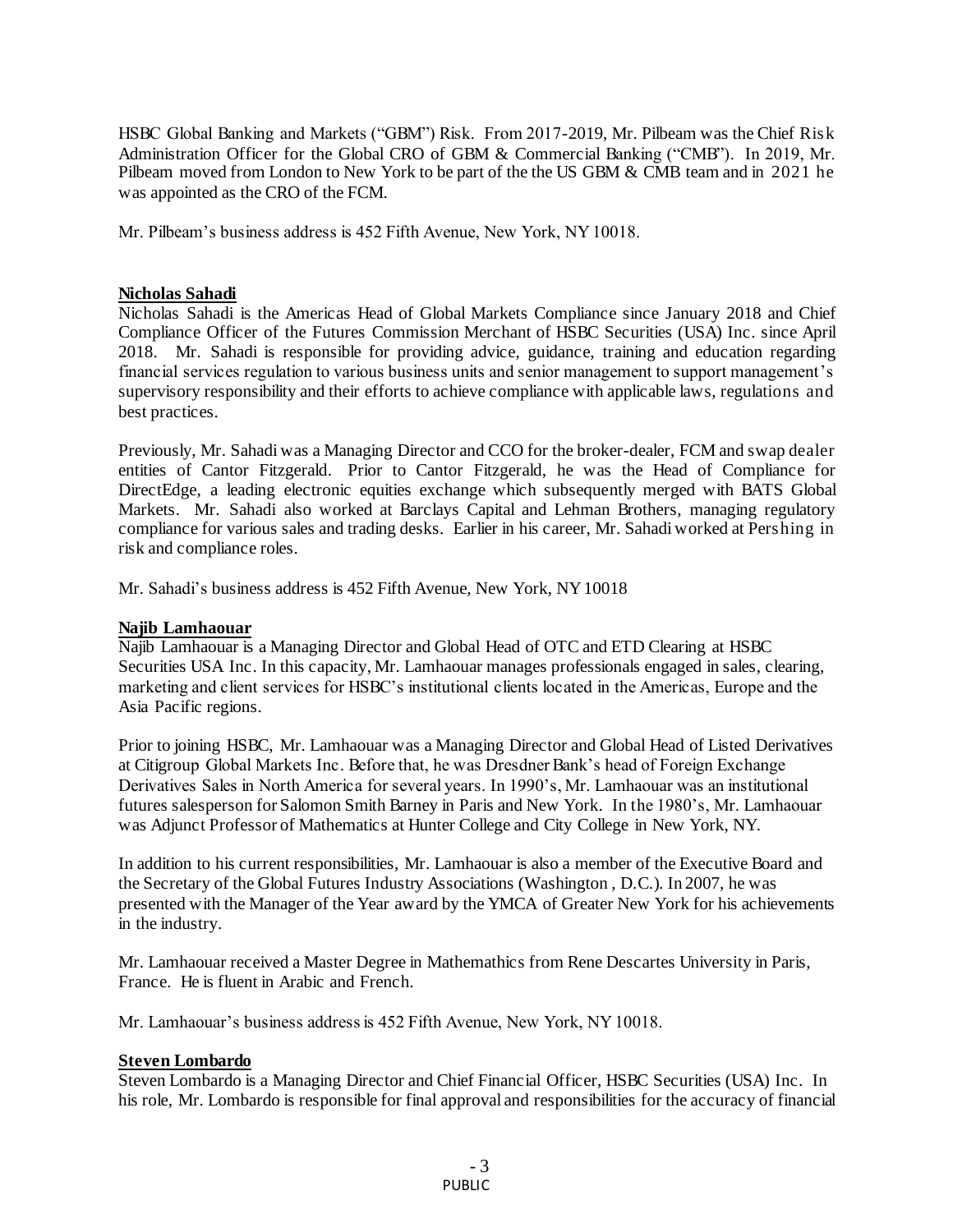HSBC Global Banking and Markets ("GBM") Risk. From 2017-2019, Mr. Pilbeam was the Chief Risk Administration Officer for the Global CRO of GBM & Commercial Banking ("CMB"). In 2019, Mr. Pilbeam moved from London to New York to be part of the the US GBM & CMB team and in 2021 he was appointed as the CRO of the FCM.

Mr. Pilbeam's business address is 452 Fifth Avenue, New York, NY 10018.

**Nicholas Sahadi**

Nicholas Sahadi is the Americas Head of Global Markets Compliance since January 2018 and Chief Compliance Officer of the Futures Commission Merchant of HSBC Securities (USA) Inc. since April 2018. Mr. Sahadi is responsible for providing advice, guidance, training and education regarding financial services regulation to various business units and senior management to support management's supervisory responsibility and their efforts to achieve compliance with applicable laws, regulations and best practices.

Previously, Mr. Sahadi was a Managing Director and CCO for the broker-dealer, FCM and swap dealer entities of Cantor Fitzgerald. Prior to Cantor Fitzgerald, he was the Head of Compliance for DirectEdge, a leading electronic equities exchange which subsequently merged with BATS Global Markets. Mr. Sahadi also worked at Barclays Capital and Lehman Brothers, managing regulatory compliance for various sales and trading desks. Earlier in his career, Mr. Sahadi worked at Pershing in risk and compliance roles.

Mr. Sahadi's business address is 452 Fifth Avenue, New York, NY 10018

**Najib Lamhaouar**

Najib Lamhaouar is a Managing Director and Global Head of OTC and ETD Clearing at HSBC Securities USA Inc. In this capacity, Mr. Lamhaouar manages professionals engaged in sales, clearing, marketing and client services for HSBC's institutional clients located in the Americas, Europe and the Asia Pacific regions.

Prior to joining HSBC, Mr. Lamhaouar was a Managing Director and Global Head of Listed Derivatives at Citigroup Global Markets Inc. Before that, he was Dresdner Bank's head of Foreign Exchange Derivatives Sales in North America for several years. In 1990's, Mr. Lamhaouar was an institutional futures salesperson for Salomon Smith Barney in Paris and New York. In the 1980's, Mr. Lamhaouar was Adjunct Professor of Mathematics at Hunter College and City College in New York, NY.

In addition to his current responsibilities, Mr. Lamhaouar is also a member of the Executive Board and the Secretary of the Global Futures Industry Associations (Washington , D.C.). In 2007, he was presented with the Manager of the Year award by the YMCA of Greater New York for his achievements in the industry.

Mr. Lamhaouar received a Master Degree in Mathemathics from Rene Descartes University in Paris, France. He is fluent in Arabic and French.

Mr. Lamhaouar's business address is 452 Fifth Avenue, New York, NY 10018.

**Steven Lombardo**

Steven Lombardo is a Managing Director and Chief Financial Officer, HSBC Securities (USA) Inc. In his role, Mr. Lombardo is responsible for final approval and responsibilities for the accuracy of financial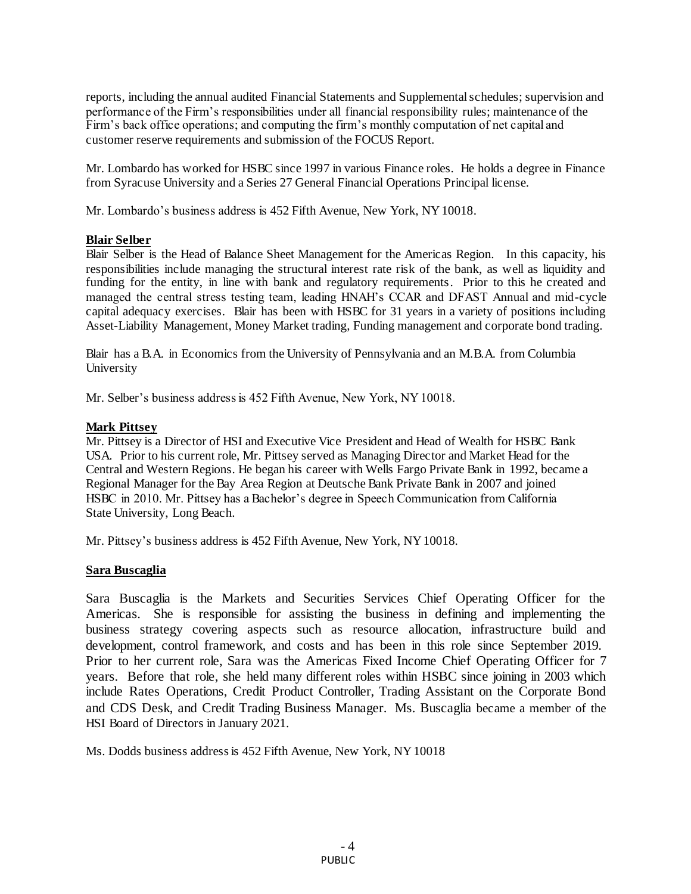reports, including the annual audited Financial Statements and Supplemental schedules; supervision and performance of the Firm's responsibilities under all financial responsibility rules; maintenance of the Firm's back office operations; and computing the firm's monthly computation of net capital and customer reserve requirements and submission of the FOCUS Report.

Mr. Lombardo has worked for HSBC since 1997 in various Finance roles. He holds a degree in Finance from Syracuse University and a Series 27 General Financial Operations Principal license.

Mr. Lombardo's business address is 452 Fifth Avenue, New York, NY 10018.

**Blair Selber**

Blair Selber is the Head of Balance Sheet Management for the Americas Region. In this capacity, his responsibilities include managing the structural interest rate risk of the bank, as well as liquidity and funding for the entity, in line with bank and regulatory requirements. Prior to this he created and managed the central stress testing team, leading HNAH's CCAR and DFAST Annual and mid-cycle capital adequacy exercises. Blair has been with HSBC for 31 years in a variety of positions including Asset-Liability Management, Money Market trading, Funding management and corporate bond trading.

Blair has a B.A. in Economics from the University of Pennsylvania and an M.B.A. from Columbia University

Mr. Selber's business address is 452 Fifth Avenue, New York, NY 10018.

**Mark Pittsey**

Mr. Pittsey is a Director of HSI and Executive Vice President and Head of Wealth for HSBC Bank USA. Prior to his current role, Mr. Pittsey served as Managing Director and Market Head for the Central and Western Regions. He began his career with Wells Fargo Private Bank in 1992, became a Regional Manager for the Bay Area Region at Deutsche Bank Private Bank in 2007 and joined HSBC in 2010. Mr. Pittsey has a Bachelor's degree in Speech Communication from California State University, Long Beach.

Mr. Pittsey's business address is 452 Fifth Avenue, New York, NY 10018.

**Sara Buscaglia**

Sara Buscaglia is the Markets and Securities Services Chief Operating Officer for the Americas. She is responsible for assisting the business in defining and implementing the business strategy covering aspects such as resource allocation, infrastructure build and development, control framework, and costs and has been in this role since September 2019. Prior to her current role, Sara was the Americas Fixed Income Chief Operating Officer for 7 years. Before that role, she held many different roles within HSBC since joining in 2003 which include Rates Operations, Credit Product Controller, Trading Assistant on the Corporate Bond and CDS Desk, and Credit Trading Business Manager. Ms. Buscaglia became a member of the HSI Board of Directors in January 2021.

Ms. Dodds business address is 452 Fifth Avenue, New York, NY 10018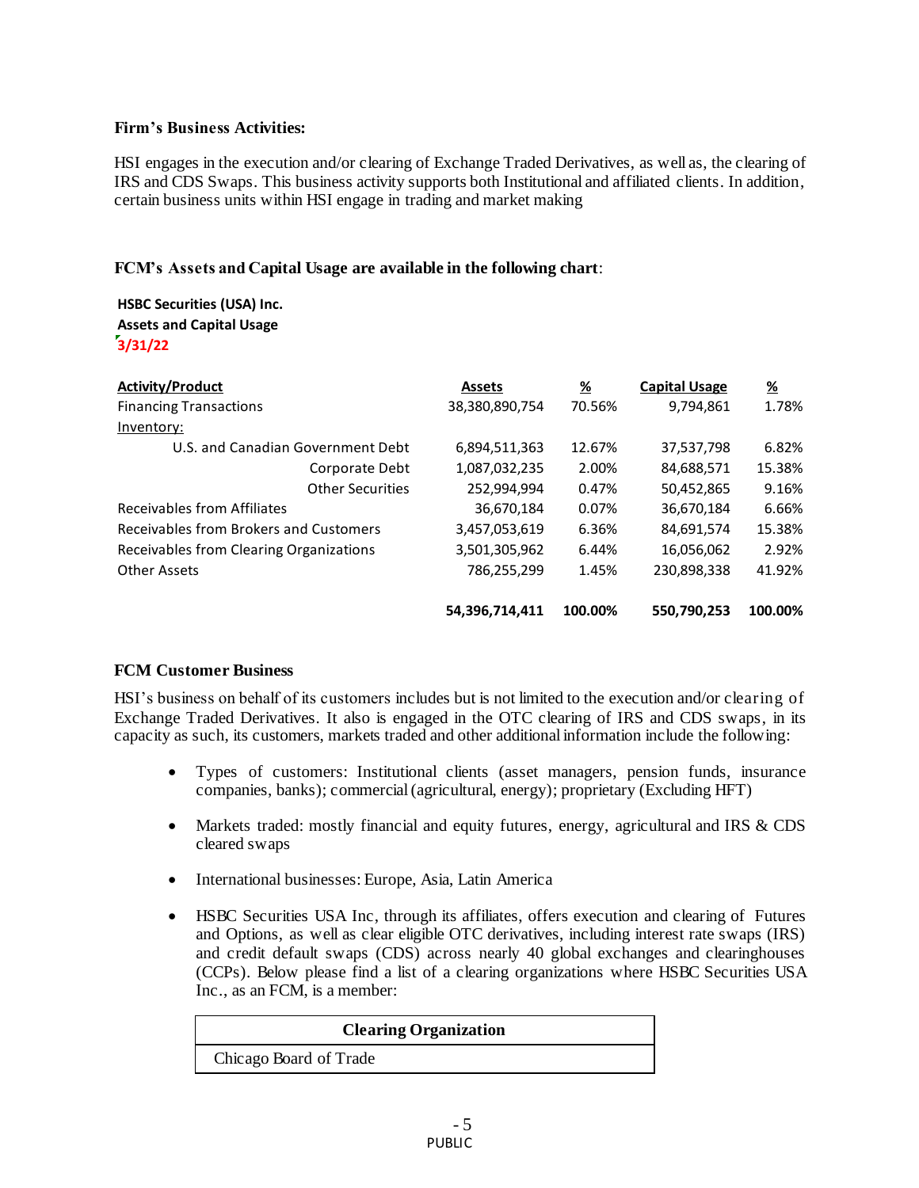**Firm's Business Activities:**

HSI engages in the execution and/or clearing of Exchange Traded Derivatives, as well as, the clearing of IRS and CDS Swaps. This business activity supports both Institutional and affiliated clients. In addition, certain business units within HSI engage in trading and market making

**FCM's Assets and Capital Usage are available in the following chart**:

**HSBC Securities (USA) Inc.**
**Assets and Capital Usage**
**3/31/22**

| Activity/Product | Assets | % | Capital Usage | % |
|---|---|---|---|---|
| Financing Transactions | 38,380,890,754 | 70.56% | 9,794,861 | 1.78% |
| Inventory: | | | | |
| U.S. and Canadian Government Debt | 6,894,511,363 | 12.67% | 37,537,798 | 6.82% |
| Corporate Debt | 1,087,032,235 | 2.00% | 84,688,571 | 15.38% |
| Other Securities | 252,994,994 | 0.47% | 50,452,865 | 9.16% |
| Receivables from Affiliates | 36,670,184 | 0.07% | 36,670,184 | 6.66% |
| Receivables from Brokers and Customers | 3,457,053,619 | 6.36% | 84,691,574 | 15.38% |
| Receivables from Clearing Organizations | 3,501,305,962 | 6.44% | 16,056,062 | 2.92% |
| Other Assets | 786,255,299 | 1.45% | 230,898,338 | 41.92% |
| | **54,396,714,411** | **100.00%** | **550,790,253** | **100.00%** |

**FCM Customer Business**

HSI's business on behalf of its customers includes but is not limited to the execution and/or clearing of Exchange Traded Derivatives. It also is engaged in the OTC clearing of IRS and CDS swaps, in its capacity as such, its customers, markets traded and other additional information include the following:

- Types of customers: Institutional clients (asset managers, pension funds, insurance companies, banks); commercial (agricultural, energy); proprietary (Excluding HFT)
- Markets traded: mostly financial and equity futures, energy, agricultural and IRS & CDS cleared swaps
- International businesses: Europe, Asia, Latin America
- HSBC Securities USA Inc, through its affiliates, offers execution and clearing of Futures and Options, as well as clear eligible OTC derivatives, including interest rate swaps (IRS) and credit default swaps (CDS) across nearly 40 global exchanges and clearinghouses (CCPs). Below please find a list of a clearing organizations where HSBC Securities USA Inc., as an FCM, is a member:

| Clearing Organization |
|---|
| Chicago Board of Trade |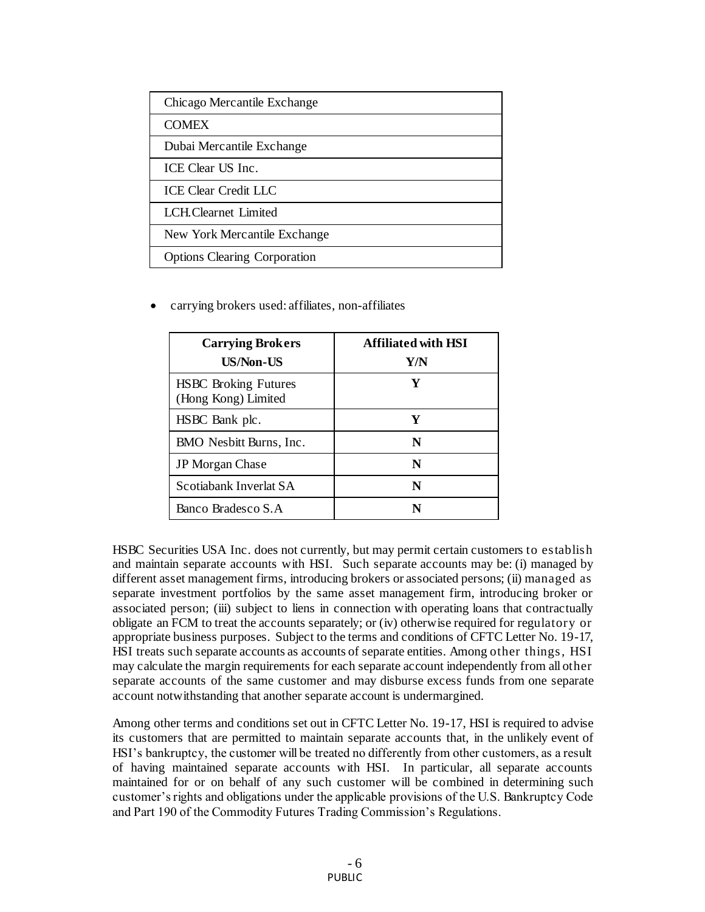| Chicago Mercantile Exchange |
| --- |
| COMEX |
| Dubai Mercantile Exchange |
| ICE Clear US Inc. |
| ICE Clear Credit LLC |
| LCH.Clearnet Limited |
| New York Mercantile Exchange |
| Options Clearing Corporation |

- carrying brokers used: affiliates, non-affiliates

| **Carrying Brokers US/Non-US** | **Affiliated with HSI Y/N** |
| --- | --- |
| HSBC Broking Futures (Hong Kong) Limited | **Y** |
| HSBC Bank plc. | **Y** |
| BMO Nesbitt Burns, Inc. | **N** |
| JP Morgan Chase | **N** |
| Scotiabank Inverlat SA | **N** |
| Banco Bradesco S.A | **N** |

HSBC Securities USA Inc. does not currently, but may permit certain customers to establish and maintain separate accounts with HSI. Such separate accounts may be: (i) managed by different asset management firms, introducing brokers or associated persons; (ii) managed as separate investment portfolios by the same asset management firm, introducing broker or associated person; (iii) subject to liens in connection with operating loans that contractually obligate an FCM to treat the accounts separately; or (iv) otherwise required for regulatory or appropriate business purposes. Subject to the terms and conditions of CFTC Letter No. 19-17, HSI treats such separate accounts as accounts of separate entities. Among other things, HSI may calculate the margin requirements for each separate account independently from all other separate accounts of the same customer and may disburse excess funds from one separate account notwithstanding that another separate account is undermargined.

Among other terms and conditions set out in CFTC Letter No. 19-17, HSI is required to advise its customers that are permitted to maintain separate accounts that, in the unlikely event of HSI's bankruptcy, the customer will be treated no differently from other customers, as a result of having maintained separate accounts with HSI. In particular, all separate accounts maintained for or on behalf of any such customer will be combined in determining such customer's rights and obligations under the applicable provisions of the U.S. Bankruptcy Code and Part 190 of the Commodity Futures Trading Commission's Regulations.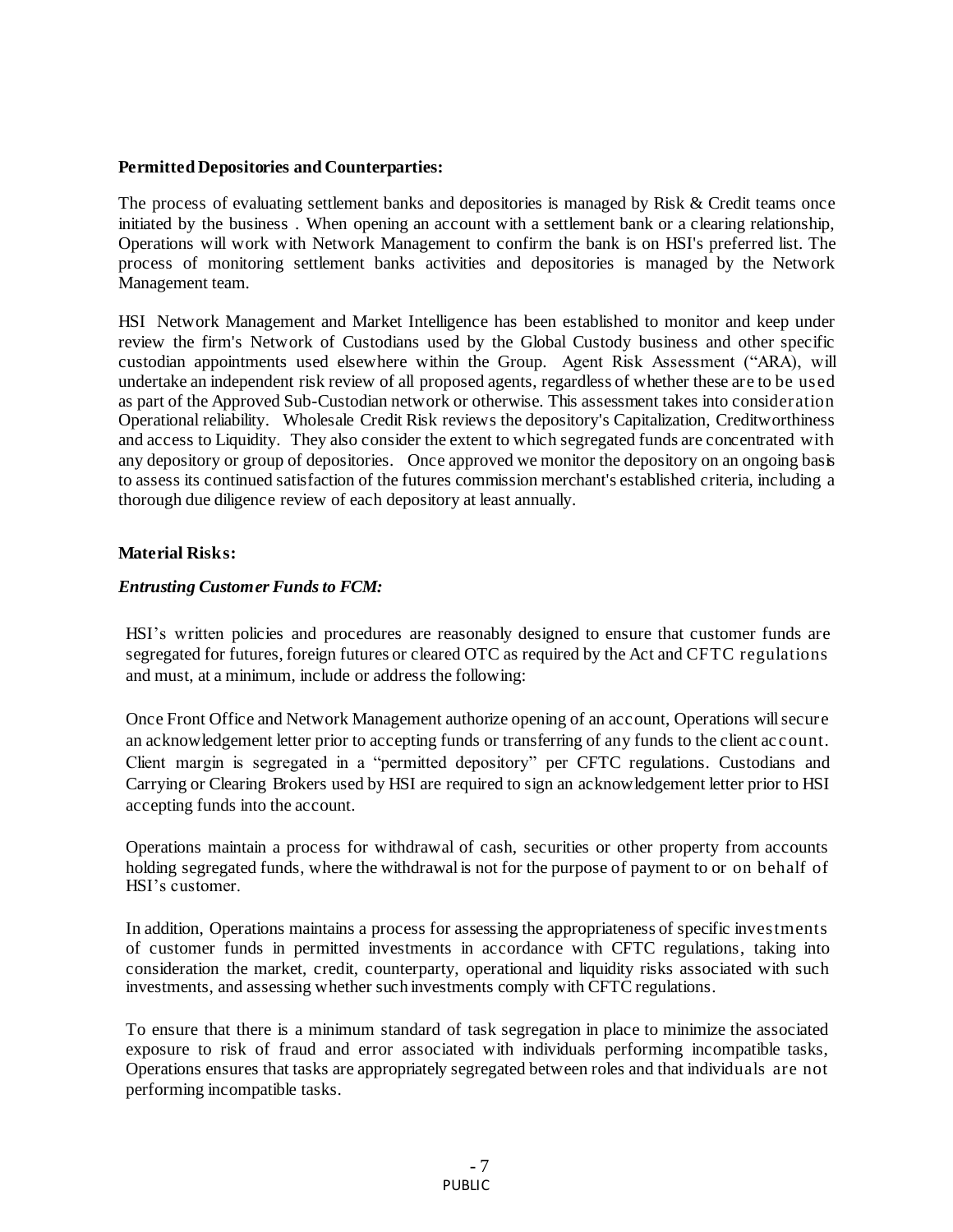**Permitted Depositories and Counterparties:**

The process of evaluating settlement banks and depositories is managed by Risk & Credit teams once initiated by the business . When opening an account with a settlement bank or a clearing relationship, Operations will work with Network Management to confirm the bank is on HSI's preferred list. The process of monitoring settlement banks activities and depositories is managed by the Network Management team.

HSI Network Management and Market Intelligence has been established to monitor and keep under review the firm's Network of Custodians used by the Global Custody business and other specific custodian appointments used elsewhere within the Group. Agent Risk Assessment ("ARA), will undertake an independent risk review of all proposed agents, regardless of whether these are to be used as part of the Approved Sub-Custodian network or otherwise. This assessment takes into consideration Operational reliability. Wholesale Credit Risk reviews the depository's Capitalization, Creditworthiness and access to Liquidity. They also consider the extent to which segregated funds are concentrated with any depository or group of depositories. Once approved we monitor the depository on an ongoing basis to assess its continued satisfaction of the futures commission merchant's established criteria, including a thorough due diligence review of each depository at least annually.

**Material Risks:**

***Entrusting Customer Funds to FCM:***

HSI's written policies and procedures are reasonably designed to ensure that customer funds are segregated for futures, foreign futures or cleared OTC as required by the Act and CFTC regulations and must, at a minimum, include or address the following:

Once Front Office and Network Management authorize opening of an account, Operations will secure an acknowledgement letter prior to accepting funds or transferring of any funds to the client account. Client margin is segregated in a "permitted depository" per CFTC regulations. Custodians and Carrying or Clearing Brokers used by HSI are required to sign an acknowledgement letter prior to HSI accepting funds into the account.

Operations maintain a process for withdrawal of cash, securities or other property from accounts holding segregated funds, where the withdrawal is not for the purpose of payment to or on behalf of HSI's customer.

In addition, Operations maintains a process for assessing the appropriateness of specific investments of customer funds in permitted investments in accordance with CFTC regulations, taking into consideration the market, credit, counterparty, operational and liquidity risks associated with such investments, and assessing whether such investments comply with CFTC regulations.

To ensure that there is a minimum standard of task segregation in place to minimize the associated exposure to risk of fraud and error associated with individuals performing incompatible tasks, Operations ensures that tasks are appropriately segregated between roles and that individuals are not performing incompatible tasks.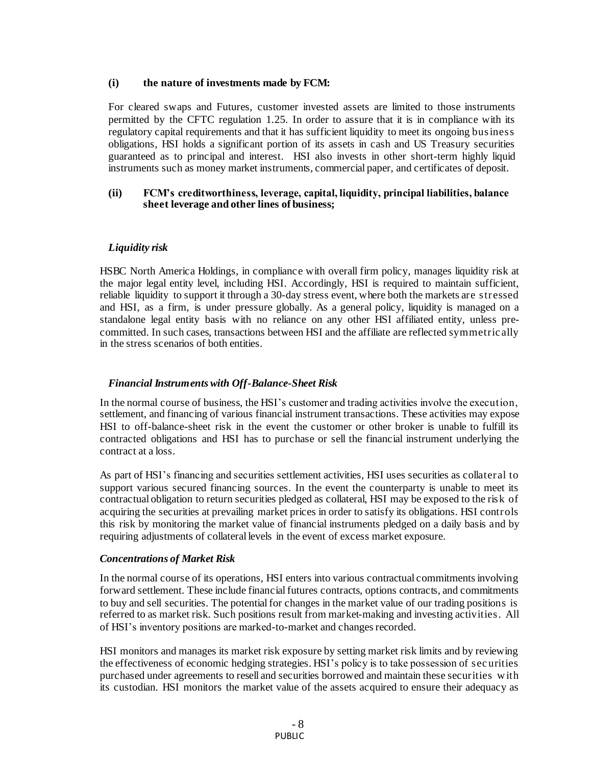**(i) the nature of investments made by FCM:**

For cleared swaps and Futures, customer invested assets are limited to those instruments permitted by the CFTC regulation 1.25. In order to assure that it is in compliance with its regulatory capital requirements and that it has sufficient liquidity to meet its ongoing business obligations, HSI holds a significant portion of its assets in cash and US Treasury securities guaranteed as to principal and interest. HSI also invests in other short-term highly liquid instruments such as money market instruments, commercial paper, and certificates of deposit.

**(ii) FCM's creditworthiness, leverage, capital, liquidity, principal liabilities, balance sheet leverage and other lines of business;**

***Liquidity risk***

HSBC North America Holdings, in compliance with overall firm policy, manages liquidity risk at the major legal entity level, including HSI. Accordingly, HSI is required to maintain sufficient, reliable liquidity to support it through a 30-day stress event, where both the markets are stressed and HSI, as a firm, is under pressure globally. As a general policy, liquidity is managed on a standalone legal entity basis with no reliance on any other HSI affiliated entity, unless pre-committed. In such cases, transactions between HSI and the affiliate are reflected symmetrically in the stress scenarios of both entities.

***Financial Instruments with Off-Balance-Sheet Risk***

In the normal course of business, the HSI's customer and trading activities involve the execution, settlement, and financing of various financial instrument transactions. These activities may expose HSI to off-balance-sheet risk in the event the customer or other broker is unable to fulfill its contracted obligations and HSI has to purchase or sell the financial instrument underlying the contract at a loss.

As part of HSI's financing and securities settlement activities, HSI uses securities as collateral to support various secured financing sources. In the event the counterparty is unable to meet its contractual obligation to return securities pledged as collateral, HSI may be exposed to the risk of acquiring the securities at prevailing market prices in order to satisfy its obligations. HSI controls this risk by monitoring the market value of financial instruments pledged on a daily basis and by requiring adjustments of collateral levels in the event of excess market exposure.

***Concentrations of Market Risk***

In the normal course of its operations, HSI enters into various contractual commitments involving forward settlement. These include financial futures contracts, options contracts, and commitments to buy and sell securities. The potential for changes in the market value of our trading positions is referred to as market risk. Such positions result from market-making and investing activities. All of HSI's inventory positions are marked-to-market and changes recorded.

HSI monitors and manages its market risk exposure by setting market risk limits and by reviewing the effectiveness of economic hedging strategies. HSI's policy is to take possession of securities purchased under agreements to resell and securities borrowed and maintain these securities with its custodian. HSI monitors the market value of the assets acquired to ensure their adequacy as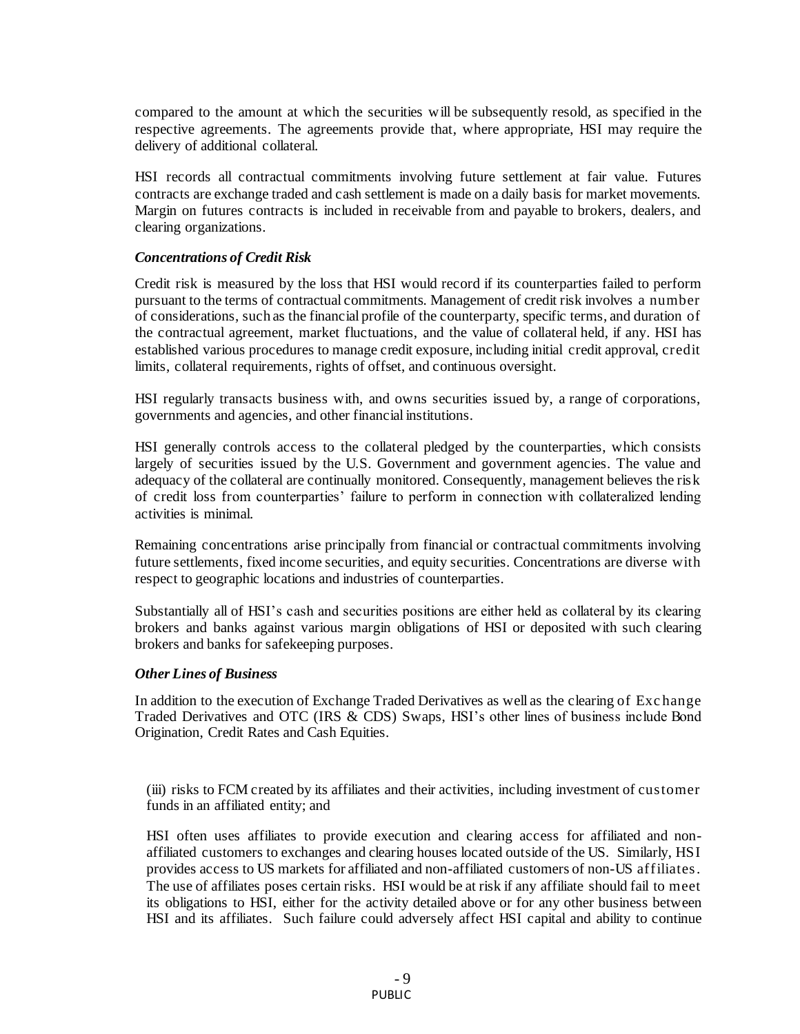compared to the amount at which the securities will be subsequently resold, as specified in the respective agreements. The agreements provide that, where appropriate, HSI may require the delivery of additional collateral.

HSI records all contractual commitments involving future settlement at fair value. Futures contracts are exchange traded and cash settlement is made on a daily basis for market movements. Margin on futures contracts is included in receivable from and payable to brokers, dealers, and clearing organizations.

***Concentrations of Credit Risk***

Credit risk is measured by the loss that HSI would record if its counterparties failed to perform pursuant to the terms of contractual commitments. Management of credit risk involves a number of considerations, such as the financial profile of the counterparty, specific terms, and duration of the contractual agreement, market fluctuations, and the value of collateral held, if any. HSI has established various procedures to manage credit exposure, including initial credit approval, credit limits, collateral requirements, rights of offset, and continuous oversight.

HSI regularly transacts business with, and owns securities issued by, a range of corporations, governments and agencies, and other financial institutions.

HSI generally controls access to the collateral pledged by the counterparties, which consists largely of securities issued by the U.S. Government and government agencies. The value and adequacy of the collateral are continually monitored. Consequently, management believes the risk of credit loss from counterparties' failure to perform in connection with collateralized lending activities is minimal.

Remaining concentrations arise principally from financial or contractual commitments involving future settlements, fixed income securities, and equity securities. Concentrations are diverse with respect to geographic locations and industries of counterparties.

Substantially all of HSI's cash and securities positions are either held as collateral by its clearing brokers and banks against various margin obligations of HSI or deposited with such clearing brokers and banks for safekeeping purposes.

***Other Lines of Business***

In addition to the execution of Exchange Traded Derivatives as well as the clearing of Exchange Traded Derivatives and OTC (IRS & CDS) Swaps, HSI's other lines of business include Bond Origination, Credit Rates and Cash Equities.

(iii) risks to FCM created by its affiliates and their activities, including investment of customer funds in an affiliated entity; and

HSI often uses affiliates to provide execution and clearing access for affiliated and non-affiliated customers to exchanges and clearing houses located outside of the US. Similarly, HSI provides access to US markets for affiliated and non-affiliated customers of non-US affiliates. The use of affiliates poses certain risks. HSI would be at risk if any affiliate should fail to meet its obligations to HSI, either for the activity detailed above or for any other business between HSI and its affiliates. Such failure could adversely affect HSI capital and ability to continue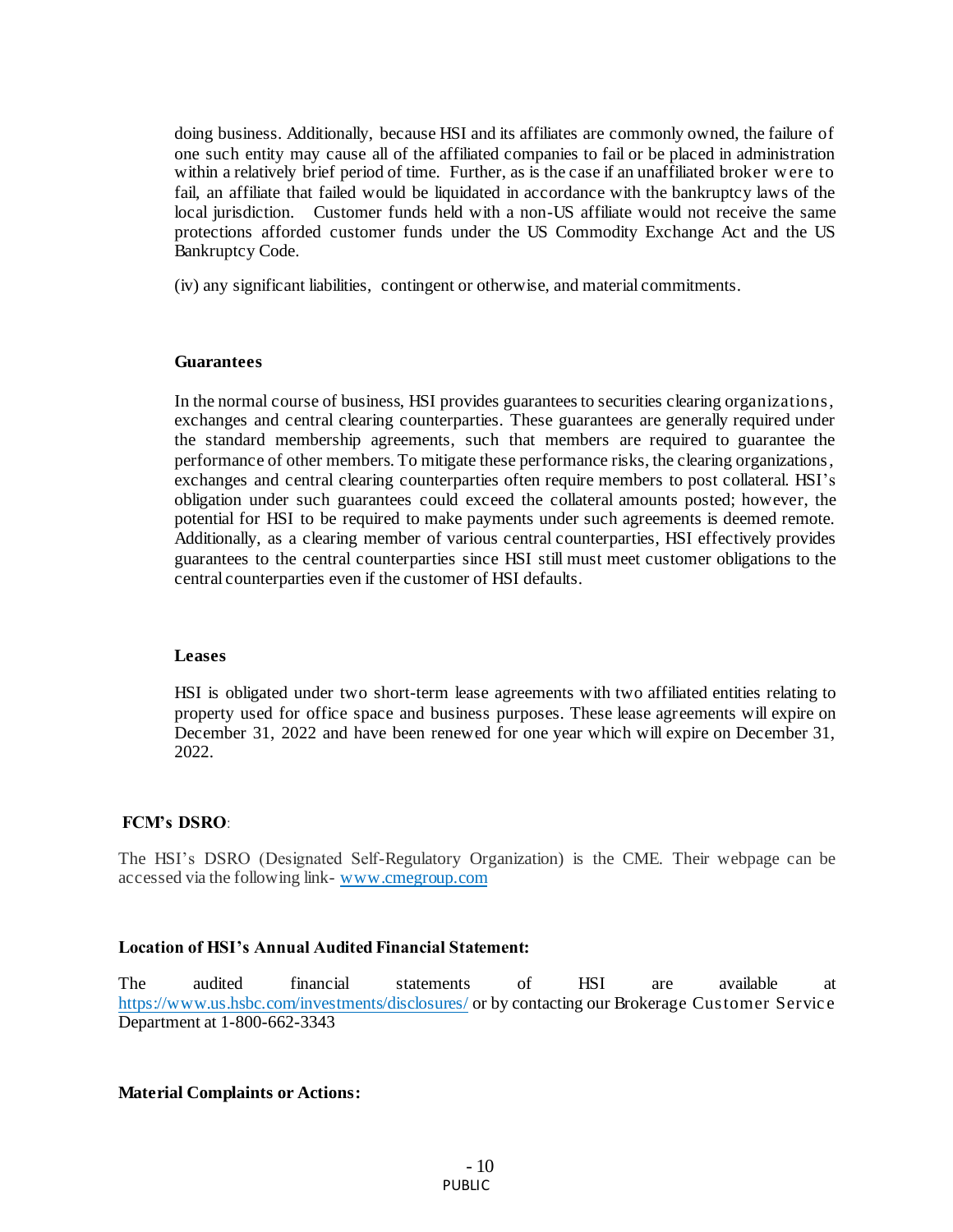doing business. Additionally, because HSI and its affiliates are commonly owned, the failure of one such entity may cause all of the affiliated companies to fail or be placed in administration within a relatively brief period of time. Further, as is the case if an unaffiliated broker were to fail, an affiliate that failed would be liquidated in accordance with the bankruptcy laws of the local jurisdiction. Customer funds held with a non-US affiliate would not receive the same protections afforded customer funds under the US Commodity Exchange Act and the US Bankruptcy Code.

(iv) any significant liabilities, contingent or otherwise, and material commitments.

**Guarantees**

In the normal course of business, HSI provides guarantees to securities clearing organizations, exchanges and central clearing counterparties. These guarantees are generally required under the standard membership agreements, such that members are required to guarantee the performance of other members. To mitigate these performance risks, the clearing organizations, exchanges and central clearing counterparties often require members to post collateral. HSI's obligation under such guarantees could exceed the collateral amounts posted; however, the potential for HSI to be required to make payments under such agreements is deemed remote. Additionally, as a clearing member of various central counterparties, HSI effectively provides guarantees to the central counterparties since HSI still must meet customer obligations to the central counterparties even if the customer of HSI defaults.

**Leases**

HSI is obligated under two short-term lease agreements with two affiliated entities relating to property used for office space and business purposes. These lease agreements will expire on December 31, 2022 and have been renewed for one year which will expire on December 31, 2022.

**FCM's DSRO**:

The HSI's DSRO (Designated Self-Regulatory Organization) is the CME. Their webpage can be accessed via the following link- [www.cmegroup.com](www.cmegroup.com)

**Location of HSI's Annual Audited Financial Statement:**

The audited financial statements of HSI are available at [https://www.us.hsbc.com/investments/disclosures/](https://www.us.hsbc.com/investments/disclosures/) or by contacting our Brokerage Customer Service Department at 1-800-662-3343

**Material Complaints or Actions:**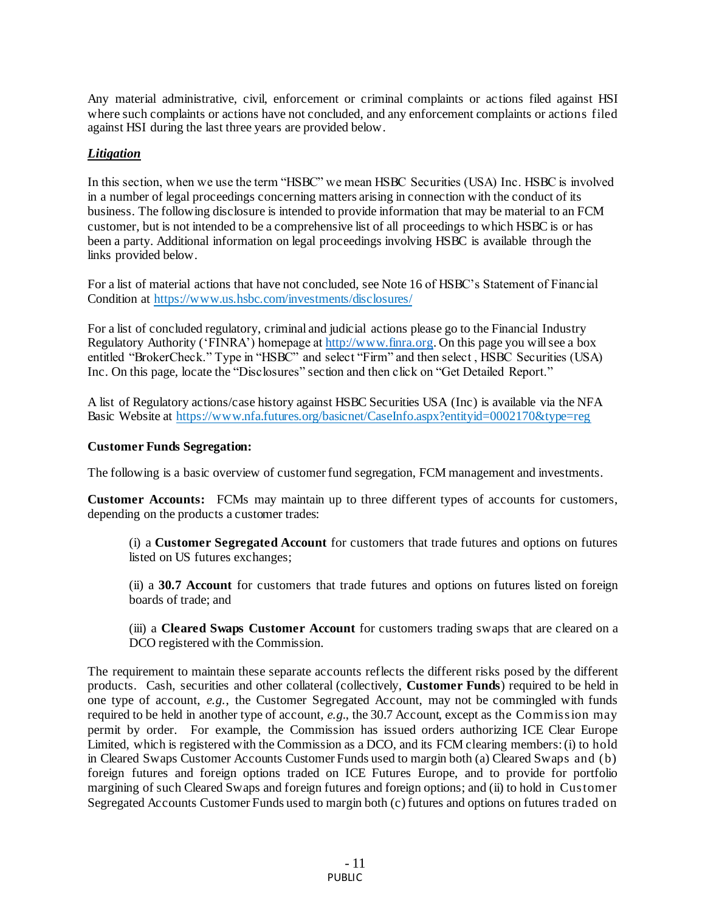Any material administrative, civil, enforcement or criminal complaints or actions filed against HSI where such complaints or actions have not concluded, and any enforcement complaints or actions filed against HSI during the last three years are provided below.

***Litigation***

In this section, when we use the term "HSBC" we mean HSBC Securities (USA) Inc. HSBC is involved in a number of legal proceedings concerning matters arising in connection with the conduct of its business. The following disclosure is intended to provide information that may be material to an FCM customer, but is not intended to be a comprehensive list of all proceedings to which HSBC is or has been a party. Additional information on legal proceedings involving HSBC is available through the links provided below.

For a list of material actions that have not concluded, see Note 16 of HSBC's Statement of Financial Condition at https://www.us.hsbc.com/investments/disclosures/

For a list of concluded regulatory, criminal and judicial actions please go to the Financial Industry Regulatory Authority ('FINRA') homepage at http://www.finra.org. On this page you will see a box entitled "BrokerCheck." Type in "HSBC" and select "Firm" and then select , HSBC Securities (USA) Inc. On this page, locate the "Disclosures" section and then click on "Get Detailed Report."

A list of Regulatory actions/case history against HSBC Securities USA (Inc) is available via the NFA Basic Website at https://www.nfa.futures.org/basicnet/CaseInfo.aspx?entityid=0002170&type=reg

**Customer Funds Segregation:**

The following is a basic overview of customer fund segregation, FCM management and investments.

**Customer Accounts:** FCMs may maintain up to three different types of accounts for customers, depending on the products a customer trades:

(i) a **Customer Segregated Account** for customers that trade futures and options on futures listed on US futures exchanges;

(ii) a **30.7 Account** for customers that trade futures and options on futures listed on foreign boards of trade; and

(iii) a **Cleared Swaps Customer Account** for customers trading swaps that are cleared on a DCO registered with the Commission.

The requirement to maintain these separate accounts reflects the different risks posed by the different products. Cash, securities and other collateral (collectively, **Customer Funds**) required to be held in one type of account, *e.g.*, the Customer Segregated Account, may not be commingled with funds required to be held in another type of account, *e.g.*, the 30.7 Account, except as the Commission may permit by order. For example, the Commission has issued orders authorizing ICE Clear Europe Limited, which is registered with the Commission as a DCO, and its FCM clearing members: (i) to hold in Cleared Swaps Customer Accounts Customer Funds used to margin both (a) Cleared Swaps and (b) foreign futures and foreign options traded on ICE Futures Europe, and to provide for portfolio margining of such Cleared Swaps and foreign futures and foreign options; and (ii) to hold in Customer Segregated Accounts Customer Funds used to margin both (c) futures and options on futures traded on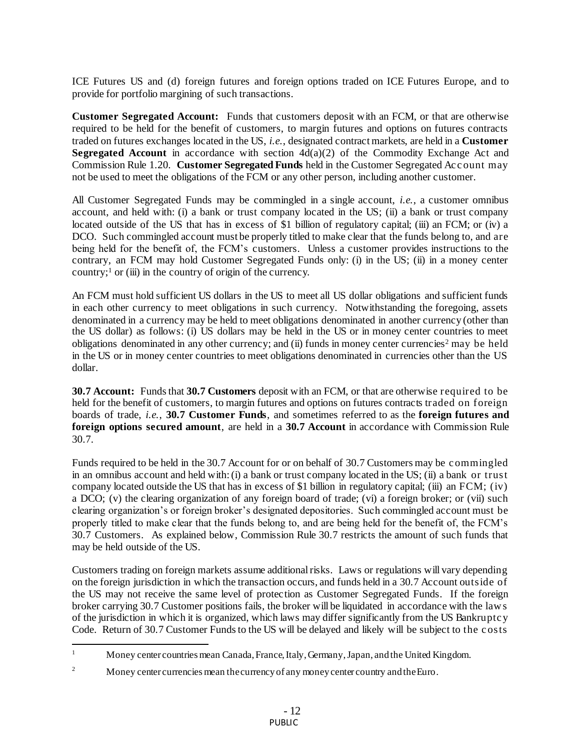ICE Futures US and (d) foreign futures and foreign options traded on ICE Futures Europe, and to provide for portfolio margining of such transactions.

**Customer Segregated Account:** Funds that customers deposit with an FCM, or that are otherwise required to be held for the benefit of customers, to margin futures and options on futures contracts traded on futures exchanges located in the US, *i.e.*, designated contract markets, are held in a **Customer Segregated Account** in accordance with section 4d(a)(2) of the Commodity Exchange Act and Commission Rule 1.20. **Customer Segregated Funds** held in the Customer Segregated Account may not be used to meet the obligations of the FCM or any other person, including another customer.

All Customer Segregated Funds may be commingled in a single account, *i.e.*, a customer omnibus account, and held with: (i) a bank or trust company located in the US; (ii) a bank or trust company located outside of the US that has in excess of $1 billion of regulatory capital; (iii) an FCM; or (iv) a DCO. Such commingled account must be properly titled to make clear that the funds belong to, and are being held for the benefit of, the FCM's customers. Unless a customer provides instructions to the contrary, an FCM may hold Customer Segregated Funds only: (i) in the US; (ii) in a money center country;[1] or (iii) in the country of origin of the currency.

An FCM must hold sufficient US dollars in the US to meet all US dollar obligations and sufficient funds in each other currency to meet obligations in such currency. Notwithstanding the foregoing, assets denominated in a currency may be held to meet obligations denominated in another currency (other than the US dollar) as follows: (i) US dollars may be held in the US or in money center countries to meet obligations denominated in any other currency; and (ii) funds in money center currencies[2] may be held in the US or in money center countries to meet obligations denominated in currencies other than the US dollar.

**30.7 Account:** Funds that **30.7 Customers** deposit with an FCM, or that are otherwise required to be held for the benefit of customers, to margin futures and options on futures contracts traded on foreign boards of trade, *i.e.*, **30.7 Customer Funds**, and sometimes referred to as the **foreign futures and foreign options secured amount**, are held in a **30.7 Account** in accordance with Commission Rule 30.7.

Funds required to be held in the 30.7 Account for or on behalf of 30.7 Customers may be commingled in an omnibus account and held with: (i) a bank or trust company located in the US; (ii) a bank or trust company located outside the US that has in excess of $1 billion in regulatory capital; (iii) an FCM; (iv) a DCO; (v) the clearing organization of any foreign board of trade; (vi) a foreign broker; or (vii) such clearing organization's or foreign broker's designated depositories. Such commingled account must be properly titled to make clear that the funds belong to, and are being held for the benefit of, the FCM's 30.7 Customers. As explained below, Commission Rule 30.7 restricts the amount of such funds that may be held outside of the US.

Customers trading on foreign markets assume additional risks. Laws or regulations will vary depending on the foreign jurisdiction in which the transaction occurs, and funds held in a 30.7 Account outside of the US may not receive the same level of protection as Customer Segregated Funds. If the foreign broker carrying 30.7 Customer positions fails, the broker will be liquidated in accordance with the laws of the jurisdiction in which it is organized, which laws may differ significantly from the US Bankruptcy Code. Return of 30.7 Customer Funds to the US will be delayed and likely will be subject to the costs

[1] Money center countries mean Canada, France, Italy, Germany, Japan, and the United Kingdom.

[2] Money center currencies mean the currency of any money center country and the Euro.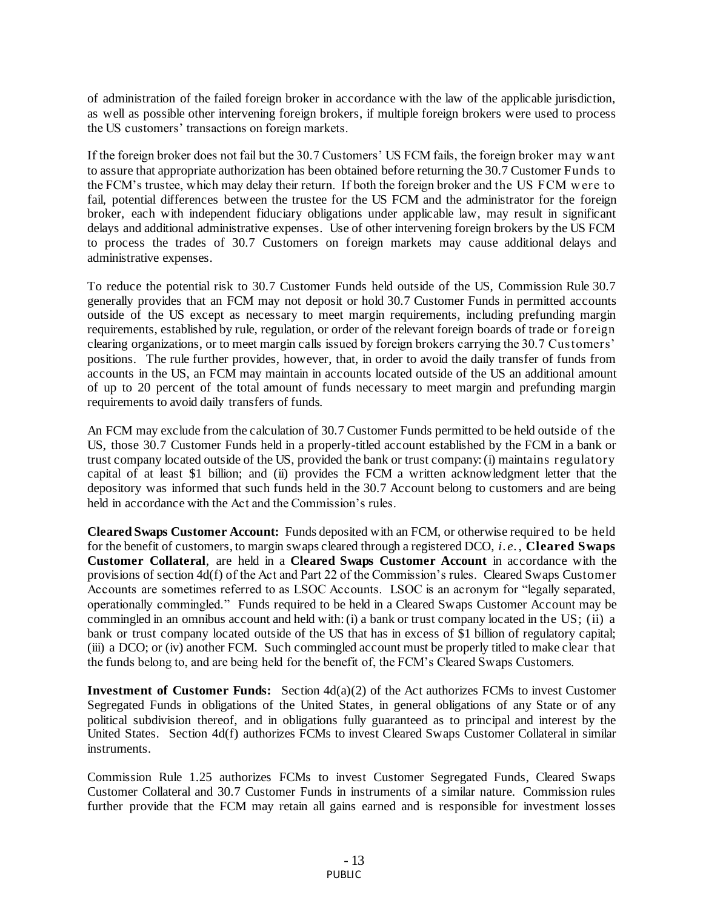of administration of the failed foreign broker in accordance with the law of the applicable jurisdiction, as well as possible other intervening foreign brokers, if multiple foreign brokers were used to process the US customers' transactions on foreign markets.

If the foreign broker does not fail but the 30.7 Customers' US FCM fails, the foreign broker may want to assure that appropriate authorization has been obtained before returning the 30.7 Customer Funds to the FCM's trustee, which may delay their return. If both the foreign broker and the US FCM were to fail, potential differences between the trustee for the US FCM and the administrator for the foreign broker, each with independent fiduciary obligations under applicable law, may result in significant delays and additional administrative expenses. Use of other intervening foreign brokers by the US FCM to process the trades of 30.7 Customers on foreign markets may cause additional delays and administrative expenses.

To reduce the potential risk to 30.7 Customer Funds held outside of the US, Commission Rule 30.7 generally provides that an FCM may not deposit or hold 30.7 Customer Funds in permitted accounts outside of the US except as necessary to meet margin requirements, including prefunding margin requirements, established by rule, regulation, or order of the relevant foreign boards of trade or foreign clearing organizations, or to meet margin calls issued by foreign brokers carrying the 30.7 Customers' positions. The rule further provides, however, that, in order to avoid the daily transfer of funds from accounts in the US, an FCM may maintain in accounts located outside of the US an additional amount of up to 20 percent of the total amount of funds necessary to meet margin and prefunding margin requirements to avoid daily transfers of funds.

An FCM may exclude from the calculation of 30.7 Customer Funds permitted to be held outside of the US, those 30.7 Customer Funds held in a properly-titled account established by the FCM in a bank or trust company located outside of the US, provided the bank or trust company: (i) maintains regulatory capital of at least $1 billion; and (ii) provides the FCM a written acknowledgment letter that the depository was informed that such funds held in the 30.7 Account belong to customers and are being held in accordance with the Act and the Commission's rules.

**Cleared Swaps Customer Account:** Funds deposited with an FCM, or otherwise required to be held for the benefit of customers, to margin swaps cleared through a registered DCO, *i.e.*, **Cleared Swaps Customer Collateral**, are held in a **Cleared Swaps Customer Account** in accordance with the provisions of section 4d(f) of the Act and Part 22 of the Commission's rules. Cleared Swaps Customer Accounts are sometimes referred to as LSOC Accounts. LSOC is an acronym for "legally separated, operationally commingled." Funds required to be held in a Cleared Swaps Customer Account may be commingled in an omnibus account and held with: (i) a bank or trust company located in the US; (ii) a bank or trust company located outside of the US that has in excess of $1 billion of regulatory capital; (iii) a DCO; or (iv) another FCM. Such commingled account must be properly titled to make clear that the funds belong to, and are being held for the benefit of, the FCM's Cleared Swaps Customers.

**Investment of Customer Funds:** Section 4d(a)(2) of the Act authorizes FCMs to invest Customer Segregated Funds in obligations of the United States, in general obligations of any State or of any political subdivision thereof, and in obligations fully guaranteed as to principal and interest by the United States. Section 4d(f) authorizes FCMs to invest Cleared Swaps Customer Collateral in similar instruments.

Commission Rule 1.25 authorizes FCMs to invest Customer Segregated Funds, Cleared Swaps Customer Collateral and 30.7 Customer Funds in instruments of a similar nature. Commission rules further provide that the FCM may retain all gains earned and is responsible for investment losses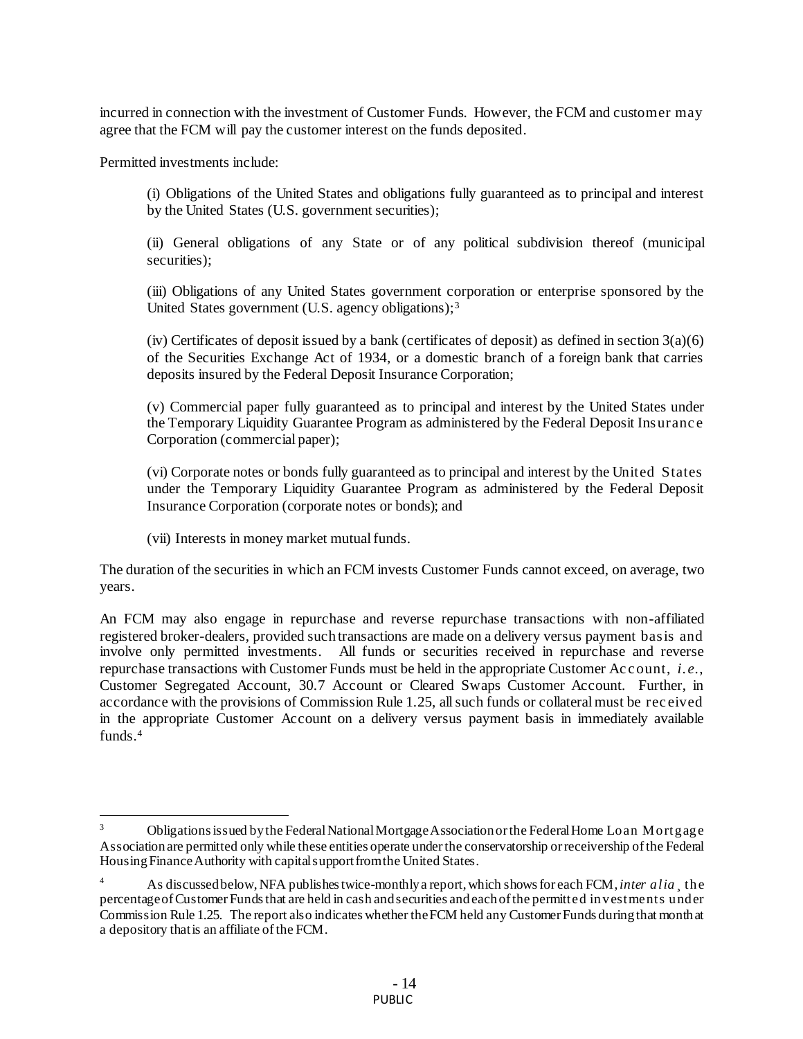incurred in connection with the investment of Customer Funds. However, the FCM and customer may agree that the FCM will pay the customer interest on the funds deposited.

Permitted investments include:

(i) Obligations of the United States and obligations fully guaranteed as to principal and interest by the United States (U.S. government securities);

(ii) General obligations of any State or of any political subdivision thereof (municipal securities);

(iii) Obligations of any United States government corporation or enterprise sponsored by the United States government (U.S. agency obligations);[3]

(iv) Certificates of deposit issued by a bank (certificates of deposit) as defined in section 3(a)(6) of the Securities Exchange Act of 1934, or a domestic branch of a foreign bank that carries deposits insured by the Federal Deposit Insurance Corporation;

(v) Commercial paper fully guaranteed as to principal and interest by the United States under the Temporary Liquidity Guarantee Program as administered by the Federal Deposit Insurance Corporation (commercial paper);

(vi) Corporate notes or bonds fully guaranteed as to principal and interest by the United States under the Temporary Liquidity Guarantee Program as administered by the Federal Deposit Insurance Corporation (corporate notes or bonds); and

(vii) Interests in money market mutual funds.

The duration of the securities in which an FCM invests Customer Funds cannot exceed, on average, two years.

An FCM may also engage in repurchase and reverse repurchase transactions with non-affiliated registered broker-dealers, provided such transactions are made on a delivery versus payment basis and involve only permitted investments. All funds or securities received in repurchase and reverse repurchase transactions with Customer Funds must be held in the appropriate Customer Account, *i.e.*, Customer Segregated Account, 30.7 Account or Cleared Swaps Customer Account. Further, in accordance with the provisions of Commission Rule 1.25, all such funds or collateral must be received in the appropriate Customer Account on a delivery versus payment basis in immediately available funds.[4]

---

[3] Obligations issued by the Federal National Mortgage Association or the Federal Home Loan Mortgage Association are permitted only while these entities operate under the conservatorship or receivership of the Federal Housing Finance Authority with capital support from the United States.

[4] As discussed below, NFA publishes twice-monthly a report, which shows for each FCM, *inter alia*, the percentage of Customer Funds that are held in cash and securities and each of the permitted investments under Commission Rule 1.25. The report also indicates whether the FCM held any Customer Funds during that month at a depository that is an affiliate of the FCM.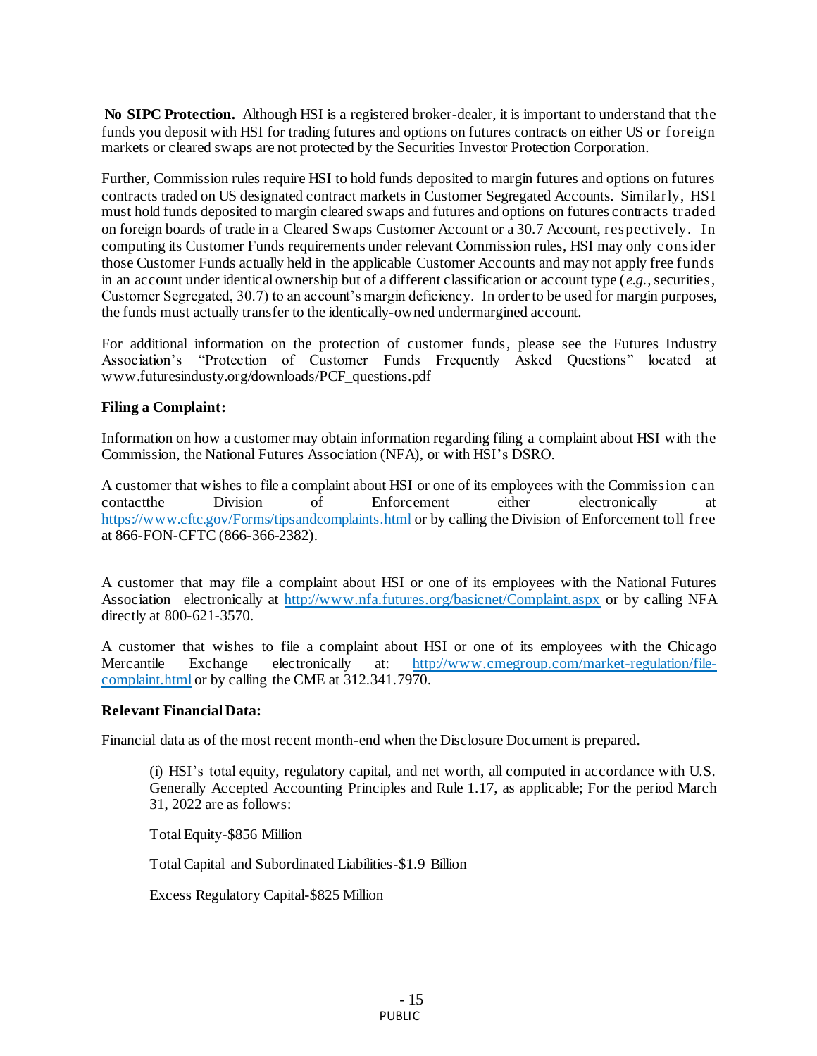**No SIPC Protection.** Although HSI is a registered broker-dealer, it is important to understand that the funds you deposit with HSI for trading futures and options on futures contracts on either US or foreign markets or cleared swaps are not protected by the Securities Investor Protection Corporation.

Further, Commission rules require HSI to hold funds deposited to margin futures and options on futures contracts traded on US designated contract markets in Customer Segregated Accounts. Similarly, HSI must hold funds deposited to margin cleared swaps and futures and options on futures contracts traded on foreign boards of trade in a Cleared Swaps Customer Account or a 30.7 Account, respectively. In computing its Customer Funds requirements under relevant Commission rules, HSI may only consider those Customer Funds actually held in the applicable Customer Accounts and may not apply free funds in an account under identical ownership but of a different classification or account type (*e.g.*, securities, Customer Segregated, 30.7) to an account's margin deficiency. In order to be used for margin purposes, the funds must actually transfer to the identically-owned undermargined account.

For additional information on the protection of customer funds, please see the Futures Industry Association's "Protection of Customer Funds Frequently Asked Questions" located at www.futuresindusty.org/downloads/PCF_questions.pdf

**Filing a Complaint:**

Information on how a customer may obtain information regarding filing a complaint about HSI with the Commission, the National Futures Association (NFA), or with HSI's DSRO.

A customer that wishes to file a complaint about HSI or one of its employees with the Commission can contactthe Division of Enforcement either electronically at https://www.cftc.gov/Forms/tipsandcomplaints.html or by calling the Division of Enforcement toll free at 866-FON-CFTC (866-366-2382).

A customer that may file a complaint about HSI or one of its employees with the National Futures Association electronically at http://www.nfa.futures.org/basicnet/Complaint.aspx or by calling NFA directly at 800-621-3570.

A customer that wishes to file a complaint about HSI or one of its employees with the Chicago Mercantile Exchange electronically at: http://www.cmegroup.com/market-regulation/file-complaint.html or by calling the CME at 312.341.7970.

**Relevant Financial Data:**

Financial data as of the most recent month-end when the Disclosure Document is prepared.

(i) HSI's total equity, regulatory capital, and net worth, all computed in accordance with U.S. Generally Accepted Accounting Principles and Rule 1.17, as applicable; For the period March 31, 2022 are as follows:

Total Equity-$856 Million

Total Capital and Subordinated Liabilities-$1.9 Billion

Excess Regulatory Capital-$825 Million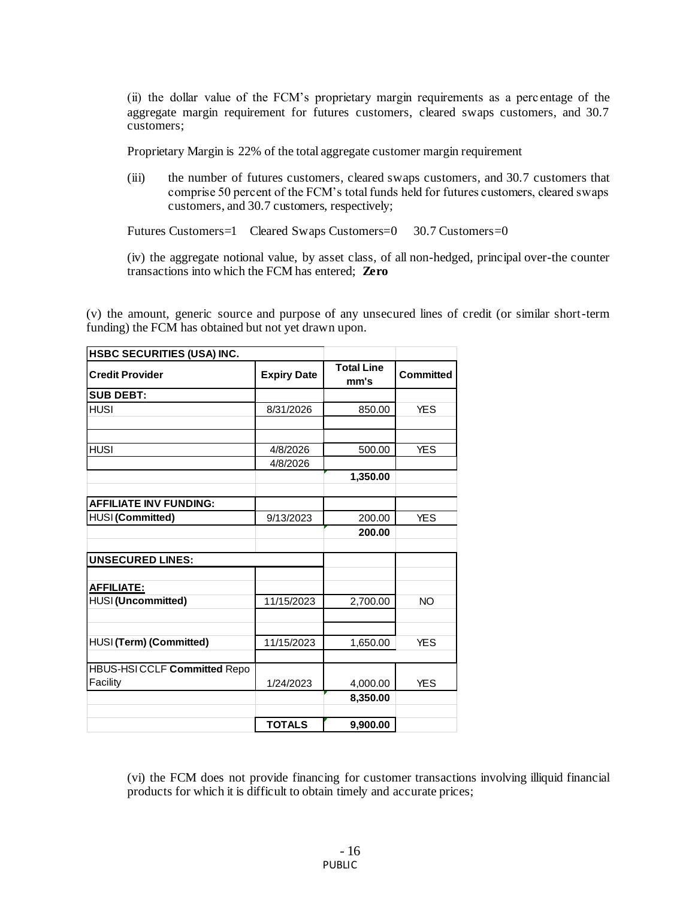(ii) the dollar value of the FCM's proprietary margin requirements as a percentage of the aggregate margin requirement for futures customers, cleared swaps customers, and 30.7 customers;

Proprietary Margin is 22% of the total aggregate customer margin requirement

(iii) the number of futures customers, cleared swaps customers, and 30.7 customers that comprise 50 percent of the FCM's total funds held for futures customers, cleared swaps customers, and 30.7 customers, respectively;

Futures Customers=1 Cleared Swaps Customers=0 30.7 Customers=0

(iv) the aggregate notional value, by asset class, of all non-hedged, principal over-the counter transactions into which the FCM has entered; **Zero**

(v) the amount, generic source and purpose of any unsecured lines of credit (or similar short-term funding) the FCM has obtained but not yet drawn upon.

| **HSBC SECURITIES (USA) INC.** | | | |
|---|---|---|---|
| **Credit Provider** | **Expiry Date** | **Total Line mm's** | **Committed** |
| **SUB DEBT:** | | | |
| HUSI | 8/31/2026 | 850.00 | YES |
| | | | |
| | | | |
| HUSI | 4/8/2026 | 500.00 | YES |
| | 4/8/2026 | | |
| | | **1,350.00** | |
| | | | |
| **AFFILIATE INV FUNDING:** | | | |
| HUSI **(Committed)** | 9/13/2023 | 200.00 | YES |
| | | **200.00** | |
| | | | |
| **UNSECURED LINES:** | | | |
| | | | |
| **AFFILIATE:** | | | |
| HUSI **(Uncommitted)** | 11/15/2023 | 2,700.00 | NO |
| | | | |
| | | | |
| HUSI **(Term) (Committed)** | 11/15/2023 | 1,650.00 | YES |
| | | | |
| HBUS-HSI CCLF **Committed** Repo Facility | 1/24/2023 | 4,000.00 | YES |
| | | **8,350.00** | |
| | | | |
| | **TOTALS** | **9,900.00** | |

(vi) the FCM does not provide financing for customer transactions involving illiquid financial products for which it is difficult to obtain timely and accurate prices;

PUBLIC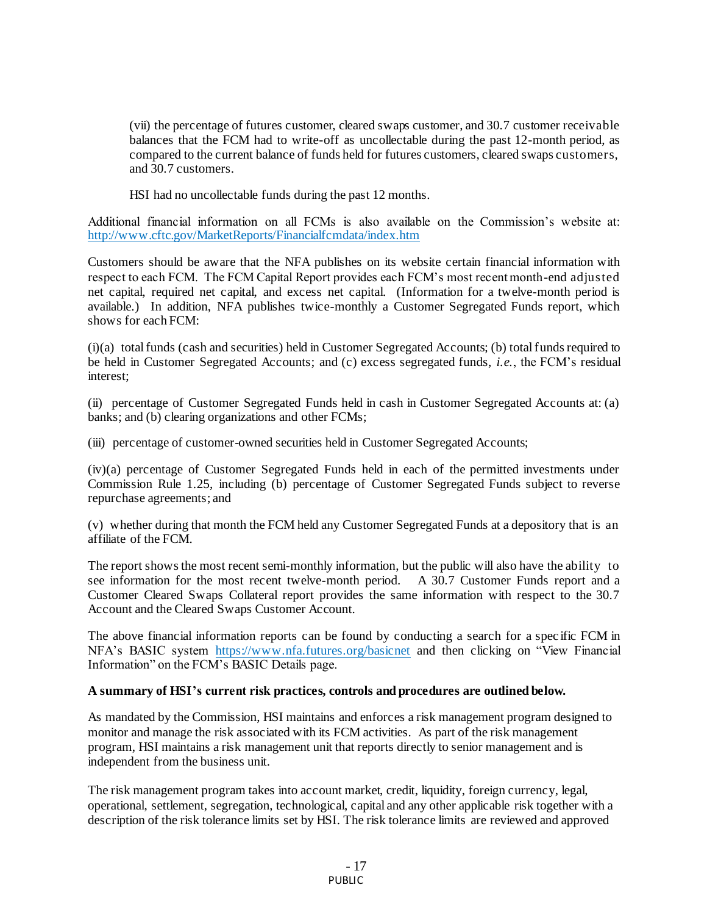(vii) the percentage of futures customer, cleared swaps customer, and 30.7 customer receivable balances that the FCM had to write-off as uncollectable during the past 12-month period, as compared to the current balance of funds held for futures customers, cleared swaps customers, and 30.7 customers.

HSI had no uncollectable funds during the past 12 months.

Additional financial information on all FCMs is also available on the Commission's website at: http://www.cftc.gov/MarketReports/Financialfcmdata/index.htm

Customers should be aware that the NFA publishes on its website certain financial information with respect to each FCM. The FCM Capital Report provides each FCM's most recent month-end adjusted net capital, required net capital, and excess net capital. (Information for a twelve-month period is available.) In addition, NFA publishes twice-monthly a Customer Segregated Funds report, which shows for each FCM:

(i)(a) total funds (cash and securities) held in Customer Segregated Accounts; (b) total funds required to be held in Customer Segregated Accounts; and (c) excess segregated funds, *i.e.*, the FCM's residual interest;

(ii) percentage of Customer Segregated Funds held in cash in Customer Segregated Accounts at: (a) banks; and (b) clearing organizations and other FCMs;

(iii) percentage of customer-owned securities held in Customer Segregated Accounts;

(iv)(a) percentage of Customer Segregated Funds held in each of the permitted investments under Commission Rule 1.25, including (b) percentage of Customer Segregated Funds subject to reverse repurchase agreements; and

(v) whether during that month the FCM held any Customer Segregated Funds at a depository that is an affiliate of the FCM.

The report shows the most recent semi-monthly information, but the public will also have the ability to see information for the most recent twelve-month period. A 30.7 Customer Funds report and a Customer Cleared Swaps Collateral report provides the same information with respect to the 30.7 Account and the Cleared Swaps Customer Account.

The above financial information reports can be found by conducting a search for a specific FCM in NFA's BASIC system https://www.nfa.futures.org/basicnet and then clicking on "View Financial Information" on the FCM's BASIC Details page.

**A summary of HSI's current risk practices, controls and procedures are outlined below.**

As mandated by the Commission, HSI maintains and enforces a risk management program designed to monitor and manage the risk associated with its FCM activities. As part of the risk management program, HSI maintains a risk management unit that reports directly to senior management and is independent from the business unit.

The risk management program takes into account market, credit, liquidity, foreign currency, legal, operational, settlement, segregation, technological, capital and any other applicable risk together with a description of the risk tolerance limits set by HSI. The risk tolerance limits are reviewed and approved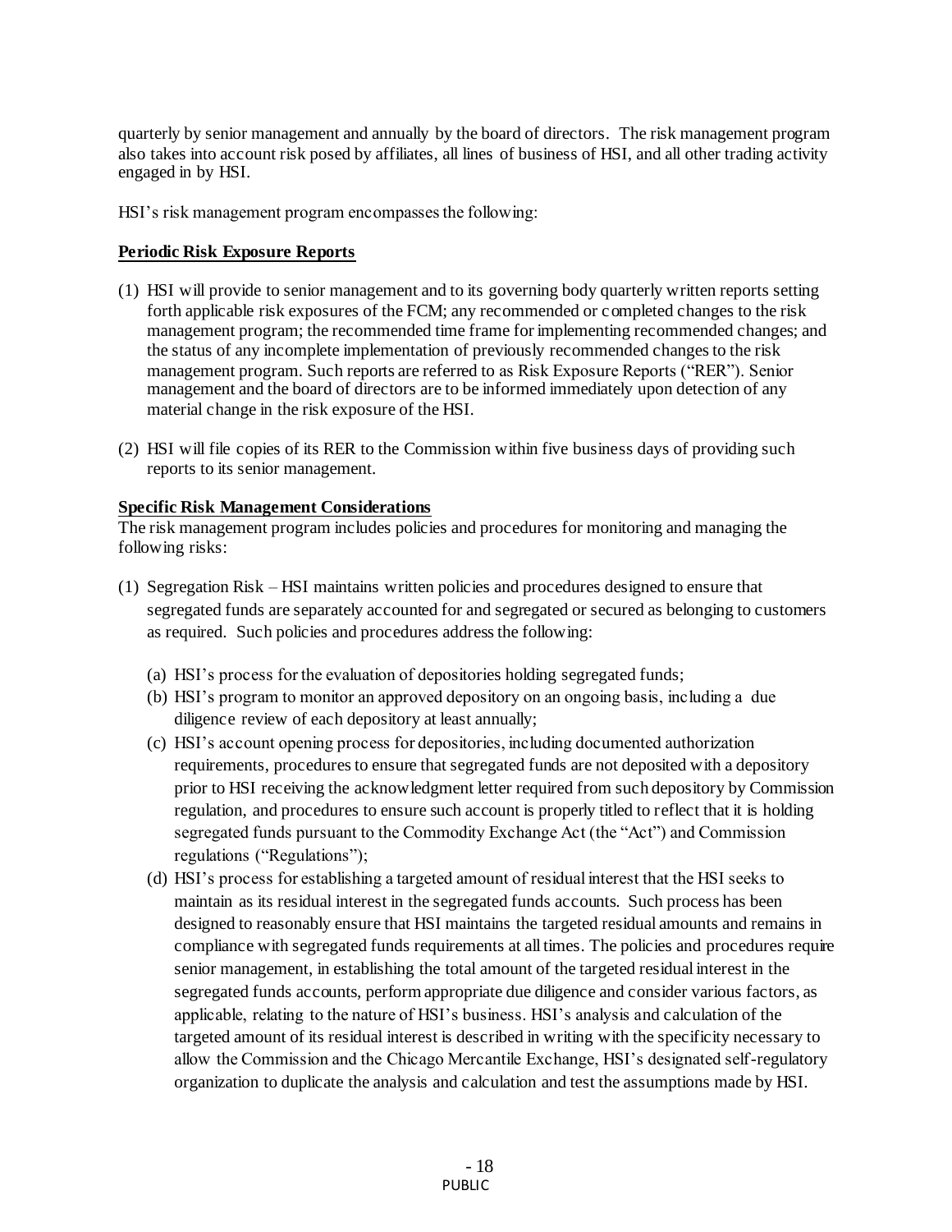quarterly by senior management and annually by the board of directors. The risk management program also takes into account risk posed by affiliates, all lines of business of HSI, and all other trading activity engaged in by HSI.

HSI's risk management program encompasses the following:

**Periodic Risk Exposure Reports**

(1) HSI will provide to senior management and to its governing body quarterly written reports setting forth applicable risk exposures of the FCM; any recommended or completed changes to the risk management program; the recommended time frame for implementing recommended changes; and the status of any incomplete implementation of previously recommended changes to the risk management program. Such reports are referred to as Risk Exposure Reports ("RER"). Senior management and the board of directors are to be informed immediately upon detection of any material change in the risk exposure of the HSI.

(2) HSI will file copies of its RER to the Commission within five business days of providing such reports to its senior management.

**Specific Risk Management Considerations**

The risk management program includes policies and procedures for monitoring and managing the following risks:

(1) Segregation Risk – HSI maintains written policies and procedures designed to ensure that segregated funds are separately accounted for and segregated or secured as belonging to customers as required. Such policies and procedures address the following:

   (a) HSI's process for the evaluation of depositories holding segregated funds;
   (b) HSI's program to monitor an approved depository on an ongoing basis, including a due diligence review of each depository at least annually;
   (c) HSI's account opening process for depositories, including documented authorization requirements, procedures to ensure that segregated funds are not deposited with a depository prior to HSI receiving the acknowledgment letter required from such depository by Commission regulation, and procedures to ensure such account is properly titled to reflect that it is holding segregated funds pursuant to the Commodity Exchange Act (the "Act") and Commission regulations ("Regulations");
   (d) HSI's process for establishing a targeted amount of residual interest that the HSI seeks to maintain as its residual interest in the segregated funds accounts. Such process has been designed to reasonably ensure that HSI maintains the targeted residual amounts and remains in compliance with segregated funds requirements at all times. The policies and procedures require senior management, in establishing the total amount of the targeted residual interest in the segregated funds accounts, perform appropriate due diligence and consider various factors, as applicable, relating to the nature of HSI's business. HSI's analysis and calculation of the targeted amount of its residual interest is described in writing with the specificity necessary to allow the Commission and the Chicago Mercantile Exchange, HSI's designated self-regulatory organization to duplicate the analysis and calculation and test the assumptions made by HSI.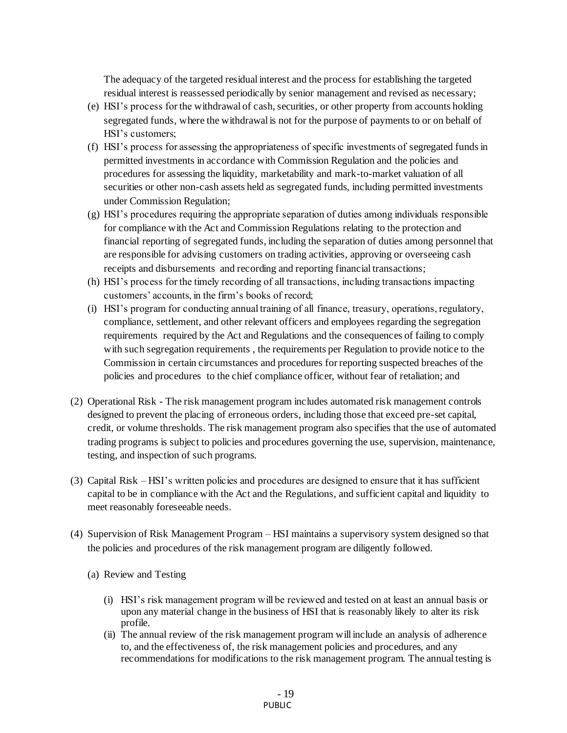The adequacy of the targeted residual interest and the process for establishing the targeted residual interest is reassessed periodically by senior management and revised as necessary;

(e) HSI's process for the withdrawal of cash, securities, or other property from accounts holding segregated funds, where the withdrawal is not for the purpose of payments to or on behalf of HSI's customers;

(f) HSI's process for assessing the appropriateness of specific investments of segregated funds in permitted investments in accordance with Commission Regulation and the policies and procedures for assessing the liquidity, marketability and mark-to-market valuation of all securities or other non-cash assets held as segregated funds, including permitted investments under Commission Regulation;

(g) HSI's procedures requiring the appropriate separation of duties among individuals responsible for compliance with the Act and Commission Regulations relating to the protection and financial reporting of segregated funds, including the separation of duties among personnel that are responsible for advising customers on trading activities, approving or overseeing cash receipts and disbursements and recording and reporting financial transactions;

(h) HSI's process for the timely recording of all transactions, including transactions impacting customers' accounts, in the firm's books of record;

(i) HSI's program for conducting annual training of all finance, treasury, operations, regulatory, compliance, settlement, and other relevant officers and employees regarding the segregation requirements required by the Act and Regulations and the consequences of failing to comply with such segregation requirements , the requirements per Regulation to provide notice to the Commission in certain circumstances and procedures for reporting suspected breaches of the policies and procedures to the chief compliance officer, without fear of retaliation; and

(2) Operational Risk - The risk management program includes automated risk management controls designed to prevent the placing of erroneous orders, including those that exceed pre-set capital, credit, or volume thresholds. The risk management program also specifies that the use of automated trading programs is subject to policies and procedures governing the use, supervision, maintenance, testing, and inspection of such programs.

(3) Capital Risk – HSI's written policies and procedures are designed to ensure that it has sufficient capital to be in compliance with the Act and the Regulations, and sufficient capital and liquidity to meet reasonably foreseeable needs.

(4) Supervision of Risk Management Program – HSI maintains a supervisory system designed so that the policies and procedures of the risk management program are diligently followed.

(a) Review and Testing

(i) HSI's risk management program will be reviewed and tested on at least an annual basis or upon any material change in the business of HSI that is reasonably likely to alter its risk profile.

(ii) The annual review of the risk management program will include an analysis of adherence to, and the effectiveness of, the risk management policies and procedures, and any recommendations for modifications to the risk management program. The annual testing is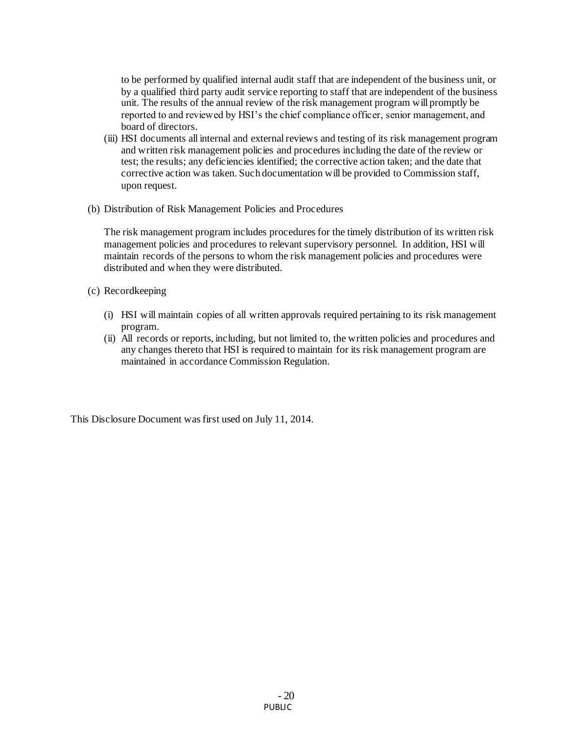to be performed by qualified internal audit staff that are independent of the business unit, or by a qualified third party audit service reporting to staff that are independent of the business unit. The results of the annual review of the risk management program will promptly be reported to and reviewed by HSI's the chief compliance officer, senior management, and board of directors.

(iii) HSI documents all internal and external reviews and testing of its risk management program and written risk management policies and procedures including the date of the review or test; the results; any deficiencies identified; the corrective action taken; and the date that corrective action was taken. Such documentation will be provided to Commission staff, upon request.

(b) Distribution of Risk Management Policies and Procedures

The risk management program includes procedures for the timely distribution of its written risk management policies and procedures to relevant supervisory personnel. In addition, HSI will maintain records of the persons to whom the risk management policies and procedures were distributed and when they were distributed.

(c) Recordkeeping

(i) HSI will maintain copies of all written approvals required pertaining to its risk management program.

(ii) All records or reports, including, but not limited to, the written policies and procedures and any changes thereto that HSI is required to maintain for its risk management program are maintained in accordance Commission Regulation.

This Disclosure Document was first used on July 11, 2014.